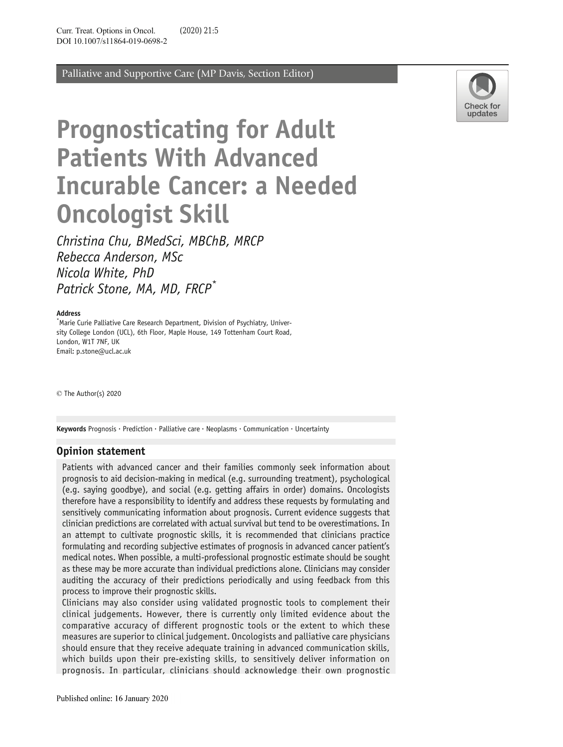Palliative and Supportive Care (MP Davis, Section Editor)

# Prognosticating for Adult Patients With Advanced Incurable Cancer: a Needed Oncologist Skill

*Christina Chu, BMedSci, MBChB, MRCP*
*Rebecca Anderson, MSc*
*Nicola White, PhD*
*Patrick Stone, MA, MD, FRCP*[*]

**Address**
[*]Marie Curie Palliative Care Research Department, Division of Psychiatry, University College London (UCL), 6th Floor, Maple House, 149 Tottenham Court Road, London, W1T 7NF, UK
Email: p.stone@ucl.ac.uk

© The Author(s) 2020

**Keywords** Prognosis · Prediction · Palliative care · Neoplasms · Communication · Uncertainty

## Opinion statement

Patients with advanced cancer and their families commonly seek information about prognosis to aid decision-making in medical (e.g. surrounding treatment), psychological (e.g. saying goodbye), and social (e.g. getting affairs in order) domains. Oncologists therefore have a responsibility to identify and address these requests by formulating and sensitively communicating information about prognosis. Current evidence suggests that clinician predictions are correlated with actual survival but tend to be overestimations. In an attempt to cultivate prognostic skills, it is recommended that clinicians practice formulating and recording subjective estimates of prognosis in advanced cancer patient's medical notes. When possible, a multi-professional prognostic estimate should be sought as these may be more accurate than individual predictions alone. Clinicians may consider auditing the accuracy of their predictions periodically and using feedback from this process to improve their prognostic skills.

Clinicians may also consider using validated prognostic tools to complement their clinical judgements. However, there is currently only limited evidence about the comparative accuracy of different prognostic tools or the extent to which these measures are superior to clinical judgement. Oncologists and palliative care physicians should ensure that they receive adequate training in advanced communication skills, which builds upon their pre-existing skills, to sensitively deliver information on prognosis. In particular, clinicians should acknowledge their own prognostic

Published online: 16 January 2020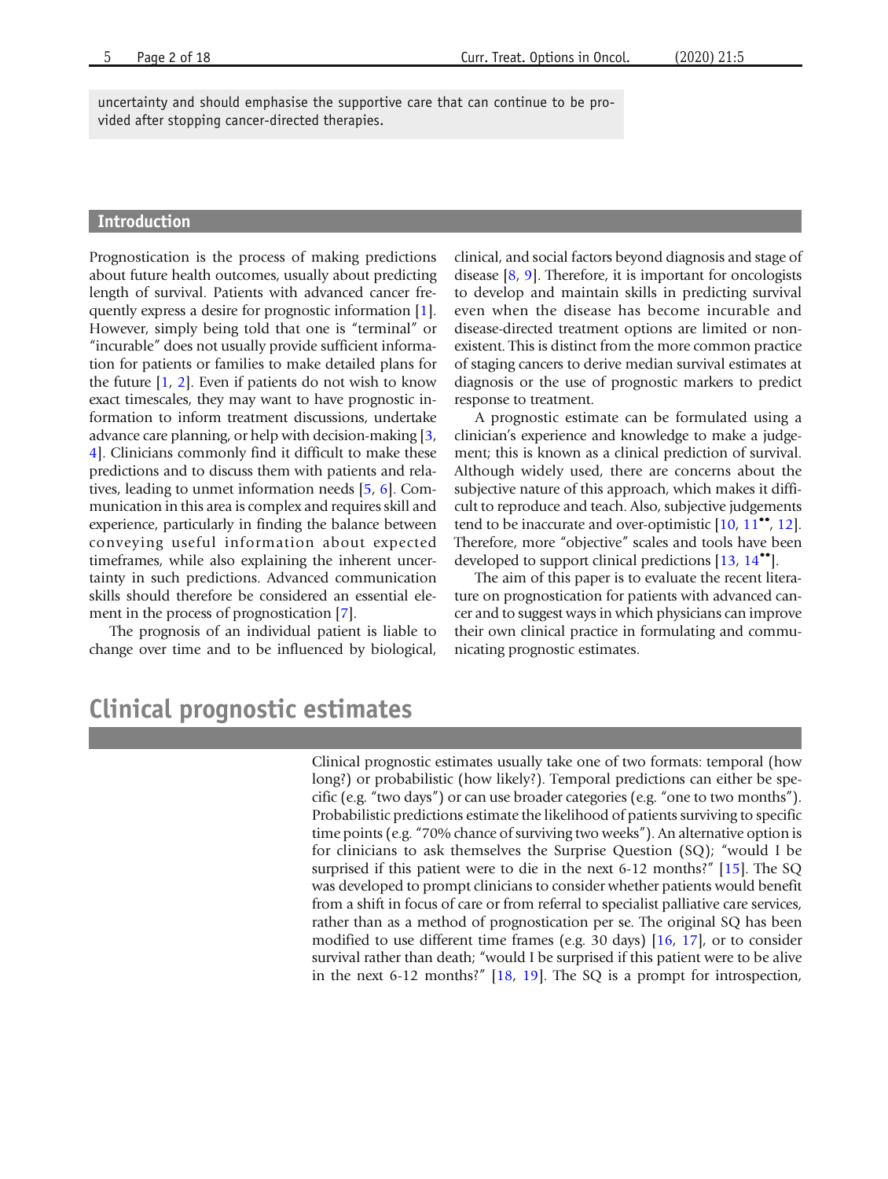uncertainty and should emphasise the supportive care that can continue to be provided after stopping cancer-directed therapies.

## Introduction

Prognostication is the process of making predictions about future health outcomes, usually about predicting length of survival. Patients with advanced cancer frequently express a desire for prognostic information [1]. However, simply being told that one is "terminal" or "incurable" does not usually provide sufficient information for patients or families to make detailed plans for the future [1, 2]. Even if patients do not wish to know exact timescales, they may want to have prognostic information to inform treatment discussions, undertake advance care planning, or help with decision-making [3, 4]. Clinicians commonly find it difficult to make these predictions and to discuss them with patients and relatives, leading to unmet information needs [5, 6]. Communication in this area is complex and requires skill and experience, particularly in finding the balance between conveying useful information about expected timeframes, while also explaining the inherent uncertainty in such predictions. Advanced communication skills should therefore be considered an essential element in the process of prognostication [7].

The prognosis of an individual patient is liable to change over time and to be influenced by biological, clinical, and social factors beyond diagnosis and stage of disease [8, 9]. Therefore, it is important for oncologists to develop and maintain skills in predicting survival even when the disease has become incurable and disease-directed treatment options are limited or non-existent. This is distinct from the more common practice of staging cancers to derive median survival estimates at diagnosis or the use of prognostic markers to predict response to treatment.

A prognostic estimate can be formulated using a clinician's experience and knowledge to make a judgement; this is known as a clinical prediction of survival. Although widely used, there are concerns about the subjective nature of this approach, which makes it difficult to reproduce and teach. Also, subjective judgements tend to be inaccurate and over-optimistic [10, 11••, 12]. Therefore, more "objective" scales and tools have been developed to support clinical predictions [13, 14••].

The aim of this paper is to evaluate the recent literature on prognostication for patients with advanced cancer and to suggest ways in which physicians can improve their own clinical practice in formulating and communicating prognostic estimates.

## Clinical prognostic estimates

Clinical prognostic estimates usually take one of two formats: temporal (how long?) or probabilistic (how likely?). Temporal predictions can either be specific (e.g. "two days") or can use broader categories (e.g. "one to two months"). Probabilistic predictions estimate the likelihood of patients surviving to specific time points (e.g. "70% chance of surviving two weeks"). An alternative option is for clinicians to ask themselves the Surprise Question (SQ); "would I be surprised if this patient were to die in the next 6-12 months?" [15]. The SQ was developed to prompt clinicians to consider whether patients would benefit from a shift in focus of care or from referral to specialist palliative care services, rather than as a method of prognostication per se. The original SQ has been modified to use different time frames (e.g. 30 days) [16, 17], or to consider survival rather than death; "would I be surprised if this patient were to be alive in the next 6-12 months?" [18, 19]. The SQ is a prompt for introspection,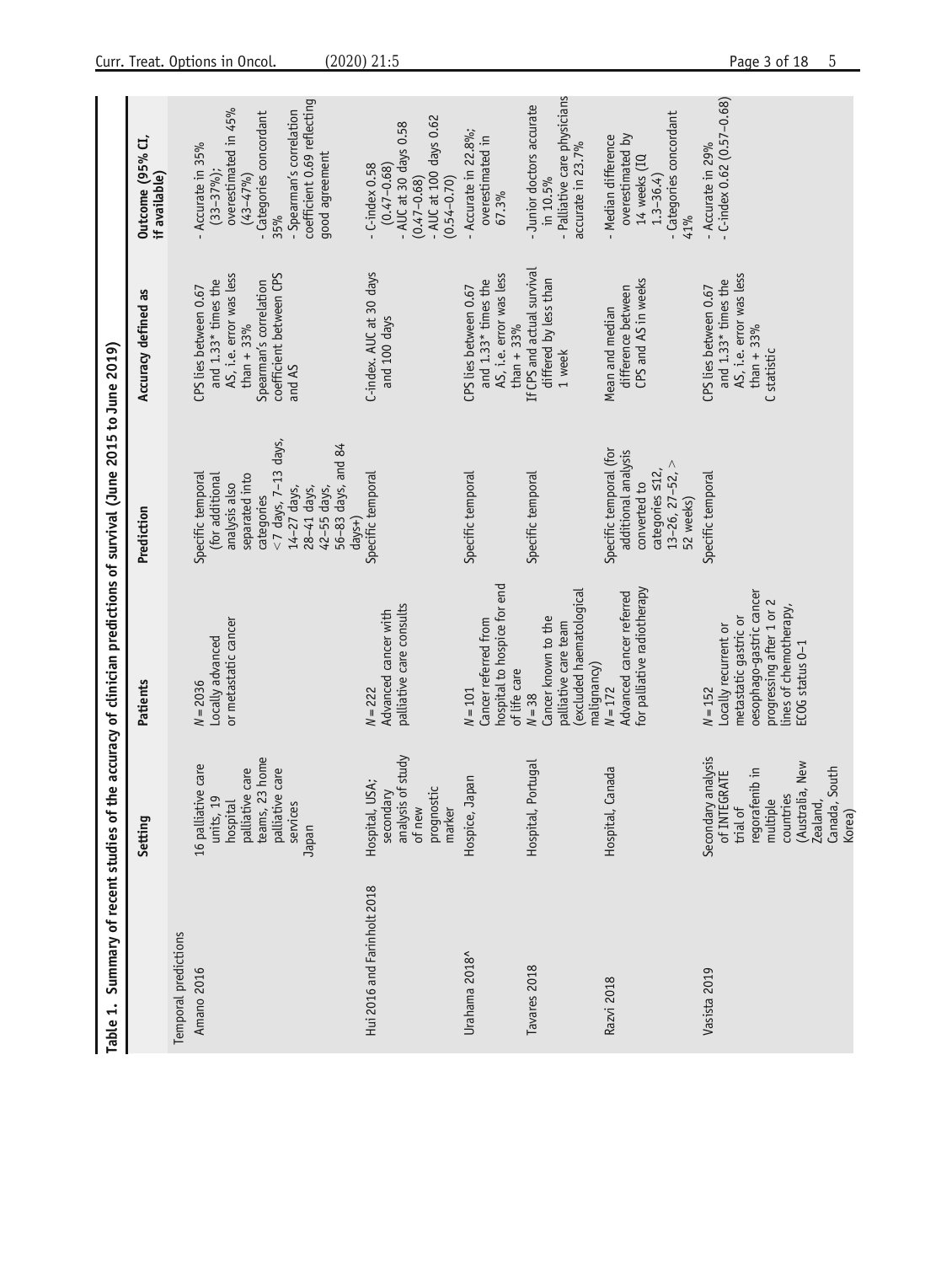**Table 1. Summary of recent studies of the accuracy of clinician predictions of survival (June 2015 to June 2019)**

| | Setting | Patients | Prediction | Accuracy defined as | Outcome (95% CI, if available) |
|---|---|---|---|---|---|
| Temporal predictions | | | | | |
| Amano 2016 | 16 palliative care units, 19 hospital palliative care teams, 23 home palliative care services Japan | N = 2036 Locally advanced or metastatic cancer | Specific temporal (for additional analysis also separated into categories <7 days, 7–13 days, 14–27 days, 28–41 days, 42–55 days, 56–83 days, and 84 days+) | CPS lies between 0.67 and 1.33* times the AS, i.e. error was less than + 33% Spearman's correlation coefficient between CPS and AS | - Accurate in 35% (33–37%); overestimated in 45% (43–47%)<br>- Categories concordant 35%<br>- Spearman's correlation coefficient 0.69 reflecting good agreement |
| Hui 2016 and Farinholt 2018 | Hospital, USA; secondary analysis of study of new prognostic marker | N = 222 Advanced cancer with palliative care consults | Specific temporal | C-index. AUC at 30 days and 100 days | - C-index 0.58 (0.47–0.68)<br>- AUC at 30 days 0.58 (0.47–0.68)<br>- AUC at 100 days 0.62 (0.54–0.70) |
| Urahama 2018^ | Hospice, Japan | N = 101 Cancer referred from hospital to hospice for end of life care | Specific temporal | CPS lies between 0.67 and 1.33* times the AS, i.e. error was less than + 33% | - Accurate in 22.8%; overestimated in 67.3% |
| Tavares 2018 | Hospital, Portugal | N = 38 Cancer known to the palliative care team (excluded haematological malignancy) | Specific temporal | If CPS and actual survival differed by less than 1 week | - Junior doctors accurate in 10.5%<br>- Palliative care physicians accurate in 23.7% |
| Razvi 2018 | Hospital, Canada | N = 172 Advanced cancer referred for palliative radiotherapy | Specific temporal (for additional analysis converted to categories ≤12, 13–26, 27–52, > 52 weeks) | Mean and median difference between CPS and AS in weeks | - Median difference overestimated by 14 weeks (IQ 1.3–36.4)<br>- Categories concordant 41% |
| Vasista 2019 | Secondary analysis of INTEGRATE trial of regorafenib in multiple countries (Australia, New Zealand, Canada, South Korea) | N = 152 Locally recurrent or metastatic gastric or oesophago-gastric cancer progressing after 1 or 2 lines of chemotherapy, ECOG status 0–1 | Specific temporal | CPS lies between 0.67 and 1.33* times the AS, i.e. error was less than + 33% C statistic | - Accurate in 29%<br>- C-index 0.62 (0.57–0.68) |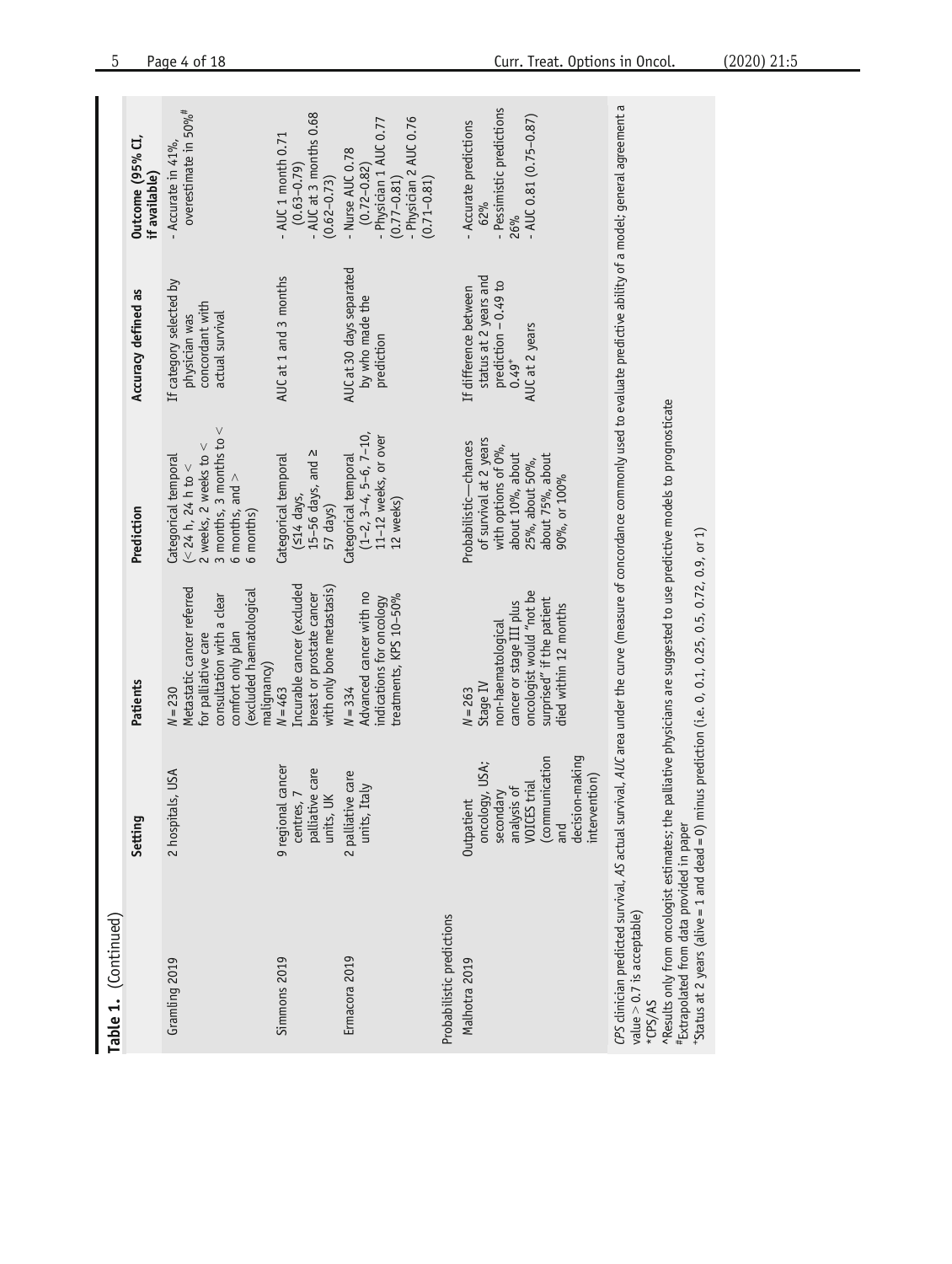**Table 1.** (Continued)

| | Setting | Patients | Prediction | Accuracy defined as | Outcome (95% CI, if available) |
|---|---|---|---|---|---|
| Gramling 2019 | 2 hospitals, USA | N = 230<br>Metastatic cancer referred for palliative care consultation with a clear comfort only plan (excluded haematological malignancy) | Categorical temporal (< 24 h, 24 h to < 2 weeks, 2 weeks to < 3 months, 3 months to < 6 months, and > 6 months) | If category selected by physician was concordant with actual survival | - Accurate in 41%, overestimate in 50%[#] |
| Simmons 2019 | 9 regional cancer centres, 7 palliative care units, UK | N = 463<br>Incurable cancer (excluded breast or prostate cancer with only bone metastasis) | Categorical temporal (≤14 days, 15–56 days, and ≥ 57 days) | AUC at 1 and 3 months | - AUC 1 month 0.71 (0.63–0.79)<br>- AUC at 3 months 0.68 (0.62–0.73) |
| Ermacora 2019 | 2 palliative care units, Italy | N = 334<br>Advanced cancer with no indications for oncology treatments, KPS 10–50% | Categorical temporal (1–2, 3–4, 5–6, 7–10, 11–12 weeks, or over 12 weeks) | AUC at 30 days separated by who made the prediction | - Nurse AUC 0.78 (0.72–0.82)<br>- Physician 1 AUC 0.77 (0.77–0.81)<br>- Physician 2 AUC 0.76 (0.71–0.81) |
| Probabilistic predictions | | | | | |
| Malhotra 2019 | Outpatient oncology, USA; secondary analysis of VOICES trial (communication and decision-making intervention) | N = 263<br>Stage IV non-haematological cancer or stage III plus oncologist would "not be surprised" if the patient died within 12 months | Probabilistic—chances of survival at 2 years with options of 0%, about 10%, about 25%, about 50%, about 75%, about 90%, or 100% | If difference between status at 2 years and prediction − 0.49 to 0.49[+]<br>AUC at 2 years | - Accurate predictions 62%<br>- Pessimistic predictions 26%<br>- AUC 0.81 (0.75–0.87) |

*CPS* clinician predicted survival, *AS* actual survival, *AUC* area under the curve (measure of concordance commonly used to evaluate predictive ability of a model; general agreement a value > 0.7 is acceptable)

*CPS/AS

^Results only from oncologist estimates; the palliative physicians are suggested to use predictive models to prognosticate

[#]Extrapolated from data provided in paper

[+]Status at 2 years (alive = 1 and dead = 0) minus prediction (i.e. 0, 0.1, 0.25, 0.5, 0.72, 0.9, or 1)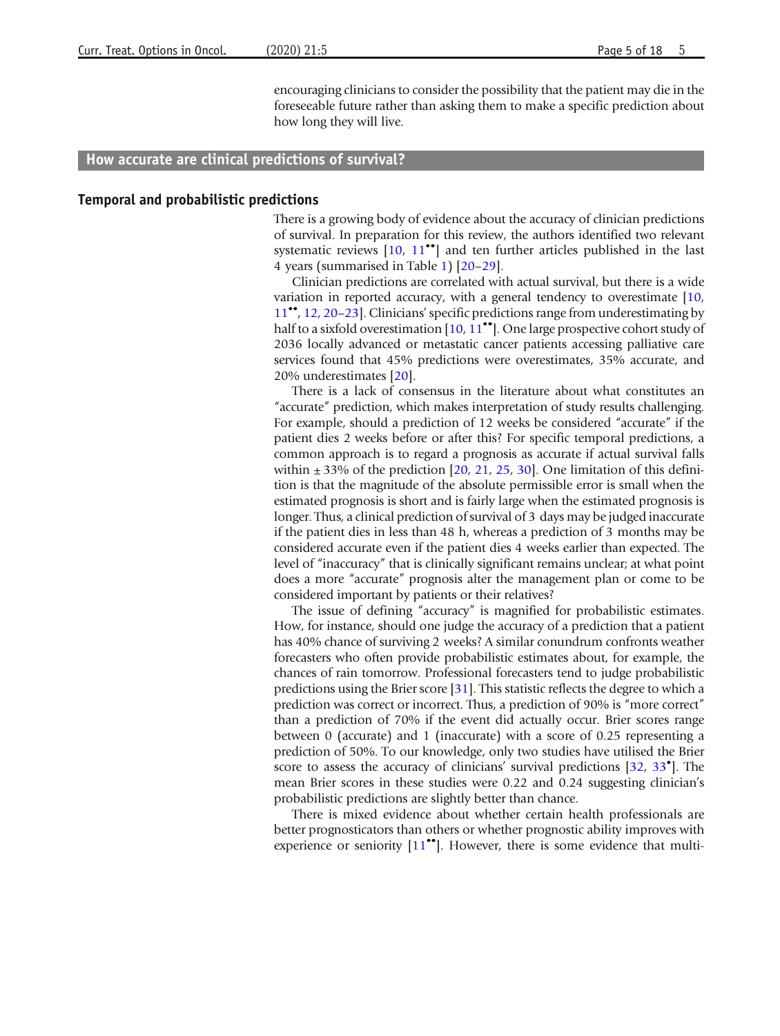encouraging clinicians to consider the possibility that the patient may die in the foreseeable future rather than asking them to make a specific prediction about how long they will live.

## How accurate are clinical predictions of survival?

### Temporal and probabilistic predictions

There is a growing body of evidence about the accuracy of clinician predictions of survival. In preparation for this review, the authors identified two relevant systematic reviews [10, 11••] and ten further articles published in the last 4 years (summarised in Table 1) [20–29].

Clinician predictions are correlated with actual survival, but there is a wide variation in reported accuracy, with a general tendency to overestimate [10, 11••, 12, 20–23]. Clinicians' specific predictions range from underestimating by half to a sixfold overestimation [10, 11••]. One large prospective cohort study of 2036 locally advanced or metastatic cancer patients accessing palliative care services found that 45% predictions were overestimates, 35% accurate, and 20% underestimates [20].

There is a lack of consensus in the literature about what constitutes an "accurate" prediction, which makes interpretation of study results challenging. For example, should a prediction of 12 weeks be considered "accurate" if the patient dies 2 weeks before or after this? For specific temporal predictions, a common approach is to regard a prognosis as accurate if actual survival falls within ± 33% of the prediction [20, 21, 25, 30]. One limitation of this definition is that the magnitude of the absolute permissible error is small when the estimated prognosis is short and is fairly large when the estimated prognosis is longer. Thus, a clinical prediction of survival of 3 days may be judged inaccurate if the patient dies in less than 48 h, whereas a prediction of 3 months may be considered accurate even if the patient dies 4 weeks earlier than expected. The level of "inaccuracy" that is clinically significant remains unclear; at what point does a more "accurate" prognosis alter the management plan or come to be considered important by patients or their relatives?

The issue of defining "accuracy" is magnified for probabilistic estimates. How, for instance, should one judge the accuracy of a prediction that a patient has 40% chance of surviving 2 weeks? A similar conundrum confronts weather forecasters who often provide probabilistic estimates about, for example, the chances of rain tomorrow. Professional forecasters tend to judge probabilistic predictions using the Brier score [31]. This statistic reflects the degree to which a prediction was correct or incorrect. Thus, a prediction of 90% is "more correct" than a prediction of 70% if the event did actually occur. Brier scores range between 0 (accurate) and 1 (inaccurate) with a score of 0.25 representing a prediction of 50%. To our knowledge, only two studies have utilised the Brier score to assess the accuracy of clinicians' survival predictions [32, 33•]. The mean Brier scores in these studies were 0.22 and 0.24 suggesting clinician's probabilistic predictions are slightly better than chance.

There is mixed evidence about whether certain health professionals are better prognosticators than others or whether prognostic ability improves with experience or seniority [11••]. However, there is some evidence that multi-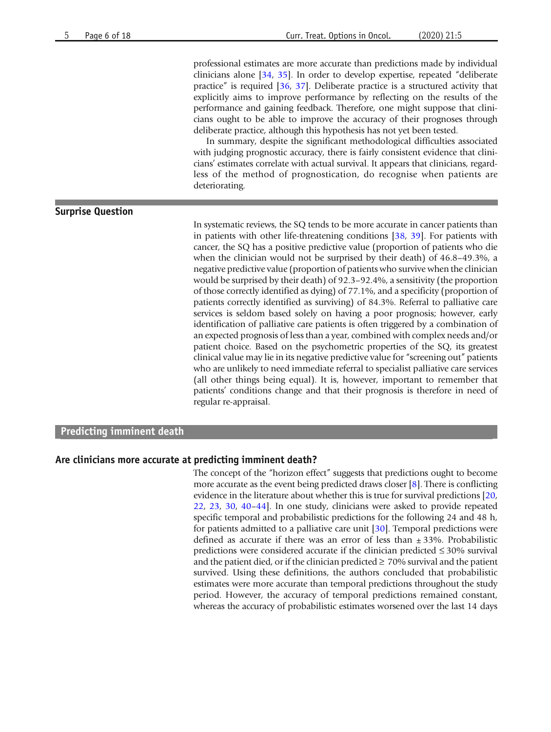professional estimates are more accurate than predictions made by individual clinicians alone [34, 35]. In order to develop expertise, repeated "deliberate practice" is required [36, 37]. Deliberate practice is a structured activity that explicitly aims to improve performance by reflecting on the results of the performance and gaining feedback. Therefore, one might suppose that clinicians ought to be able to improve the accuracy of their prognoses through deliberate practice, although this hypothesis has not yet been tested.

In summary, despite the significant methodological difficulties associated with judging prognostic accuracy, there is fairly consistent evidence that clinicians' estimates correlate with actual survival. It appears that clinicians, regardless of the method of prognostication, do recognise when patients are deteriorating.

## Surprise Question

In systematic reviews, the SQ tends to be more accurate in cancer patients than in patients with other life-threatening conditions [38, 39]. For patients with cancer, the SQ has a positive predictive value (proportion of patients who die when the clinician would not be surprised by their death) of 46.8–49.3%, a negative predictive value (proportion of patients who survive when the clinician would be surprised by their death) of 92.3–92.4%, a sensitivity (the proportion of those correctly identified as dying) of 77.1%, and a specificity (proportion of patients correctly identified as surviving) of 84.3%. Referral to palliative care services is seldom based solely on having a poor prognosis; however, early identification of palliative care patients is often triggered by a combination of an expected prognosis of less than a year, combined with complex needs and/or patient choice. Based on the psychometric properties of the SQ, its greatest clinical value may lie in its negative predictive value for "screening out" patients who are unlikely to need immediate referral to specialist palliative care services (all other things being equal). It is, however, important to remember that patients' conditions change and that their prognosis is therefore in need of regular re-appraisal.

# Predicting imminent death

## Are clinicians more accurate at predicting imminent death?

The concept of the "horizon effect" suggests that predictions ought to become more accurate as the event being predicted draws closer [8]. There is conflicting evidence in the literature about whether this is true for survival predictions [20, 22, 23, 30, 40–44]. In one study, clinicians were asked to provide repeated specific temporal and probabilistic predictions for the following 24 and 48 h, for patients admitted to a palliative care unit [30]. Temporal predictions were defined as accurate if there was an error of less than ± 33%. Probabilistic predictions were considered accurate if the clinician predicted ≤ 30% survival and the patient died, or if the clinician predicted ≥ 70% survival and the patient survived. Using these definitions, the authors concluded that probabilistic estimates were more accurate than temporal predictions throughout the study period. However, the accuracy of temporal predictions remained constant, whereas the accuracy of probabilistic estimates worsened over the last 14 days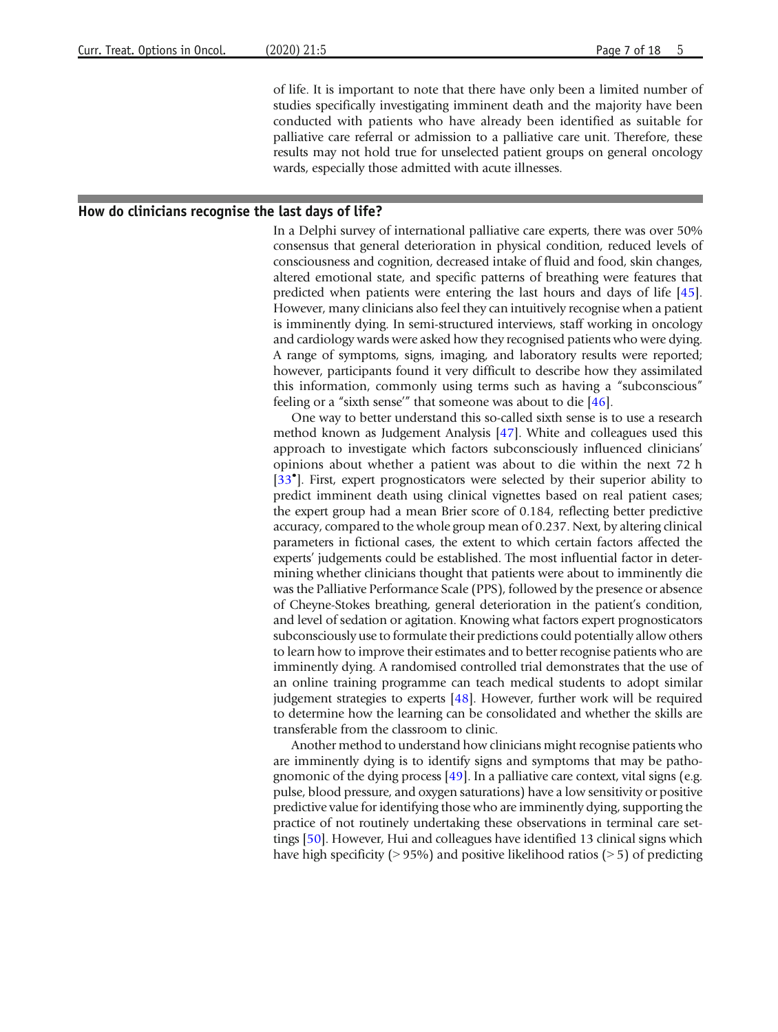of life. It is important to note that there have only been a limited number of studies specifically investigating imminent death and the majority have been conducted with patients who have already been identified as suitable for palliative care referral or admission to a palliative care unit. Therefore, these results may not hold true for unselected patient groups on general oncology wards, especially those admitted with acute illnesses.

## How do clinicians recognise the last days of life?

In a Delphi survey of international palliative care experts, there was over 50% consensus that general deterioration in physical condition, reduced levels of consciousness and cognition, decreased intake of fluid and food, skin changes, altered emotional state, and specific patterns of breathing were features that predicted when patients were entering the last hours and days of life [45]. However, many clinicians also feel they can intuitively recognise when a patient is imminently dying. In semi-structured interviews, staff working in oncology and cardiology wards were asked how they recognised patients who were dying. A range of symptoms, signs, imaging, and laboratory results were reported; however, participants found it very difficult to describe how they assimilated this information, commonly using terms such as having a "subconscious" feeling or a "sixth sense'" that someone was about to die [46].

One way to better understand this so-called sixth sense is to use a research method known as Judgement Analysis [47]. White and colleagues used this approach to investigate which factors subconsciously influenced clinicians' opinions about whether a patient was about to die within the next 72 h [33•]. First, expert prognosticators were selected by their superior ability to predict imminent death using clinical vignettes based on real patient cases; the expert group had a mean Brier score of 0.184, reflecting better predictive accuracy, compared to the whole group mean of 0.237. Next, by altering clinical parameters in fictional cases, the extent to which certain factors affected the experts' judgements could be established. The most influential factor in determining whether clinicians thought that patients were about to imminently die was the Palliative Performance Scale (PPS), followed by the presence or absence of Cheyne-Stokes breathing, general deterioration in the patient's condition, and level of sedation or agitation. Knowing what factors expert prognosticators subconsciously use to formulate their predictions could potentially allow others to learn how to improve their estimates and to better recognise patients who are imminently dying. A randomised controlled trial demonstrates that the use of an online training programme can teach medical students to adopt similar judgement strategies to experts [48]. However, further work will be required to determine how the learning can be consolidated and whether the skills are transferable from the classroom to clinic.

Another method to understand how clinicians might recognise patients who are imminently dying is to identify signs and symptoms that may be pathognomonic of the dying process [49]. In a palliative care context, vital signs (e.g. pulse, blood pressure, and oxygen saturations) have a low sensitivity or positive predictive value for identifying those who are imminently dying, supporting the practice of not routinely undertaking these observations in terminal care settings [50]. However, Hui and colleagues have identified 13 clinical signs which have high specificity (> 95%) and positive likelihood ratios (> 5) of predicting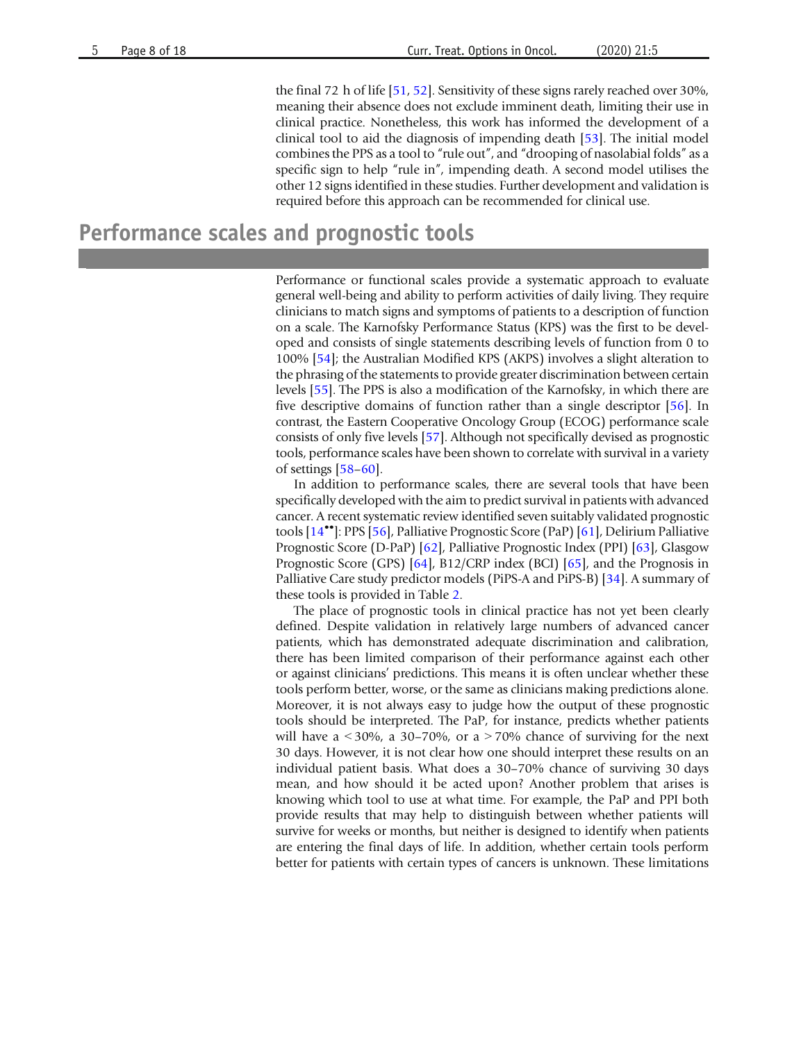the final 72 h of life [51, 52]. Sensitivity of these signs rarely reached over 30%, meaning their absence does not exclude imminent death, limiting their use in clinical practice. Nonetheless, this work has informed the development of a clinical tool to aid the diagnosis of impending death [53]. The initial model combines the PPS as a tool to "rule out", and "drooping of nasolabial folds" as a specific sign to help "rule in", impending death. A second model utilises the other 12 signs identified in these studies. Further development and validation is required before this approach can be recommended for clinical use.

## Performance scales and prognostic tools

Performance or functional scales provide a systematic approach to evaluate general well-being and ability to perform activities of daily living. They require clinicians to match signs and symptoms of patients to a description of function on a scale. The Karnofsky Performance Status (KPS) was the first to be developed and consists of single statements describing levels of function from 0 to 100% [54]; the Australian Modified KPS (AKPS) involves a slight alteration to the phrasing of the statements to provide greater discrimination between certain levels [55]. The PPS is also a modification of the Karnofsky, in which there are five descriptive domains of function rather than a single descriptor [56]. In contrast, the Eastern Cooperative Oncology Group (ECOG) performance scale consists of only five levels [57]. Although not specifically devised as prognostic tools, performance scales have been shown to correlate with survival in a variety of settings [58–60].

In addition to performance scales, there are several tools that have been specifically developed with the aim to predict survival in patients with advanced cancer. A recent systematic review identified seven suitably validated prognostic tools [14••]: PPS [56], Palliative Prognostic Score (PaP) [61], Delirium Palliative Prognostic Score (D-PaP) [62], Palliative Prognostic Index (PPI) [63], Glasgow Prognostic Score (GPS) [64], B12/CRP index (BCI) [65], and the Prognosis in Palliative Care study predictor models (PiPS-A and PiPS-B) [34]. A summary of these tools is provided in Table 2.

The place of prognostic tools in clinical practice has not yet been clearly defined. Despite validation in relatively large numbers of advanced cancer patients, which has demonstrated adequate discrimination and calibration, there has been limited comparison of their performance against each other or against clinicians' predictions. This means it is often unclear whether these tools perform better, worse, or the same as clinicians making predictions alone. Moreover, it is not always easy to judge how the output of these prognostic tools should be interpreted. The PaP, for instance, predicts whether patients will have a < 30%, a 30–70%, or a > 70% chance of surviving for the next 30 days. However, it is not clear how one should interpret these results on an individual patient basis. What does a 30–70% chance of surviving 30 days mean, and how should it be acted upon? Another problem that arises is knowing which tool to use at what time. For example, the PaP and PPI both provide results that may help to distinguish between whether patients will survive for weeks or months, but neither is designed to identify when patients are entering the final days of life. In addition, whether certain tools perform better for patients with certain types of cancers is unknown. These limitations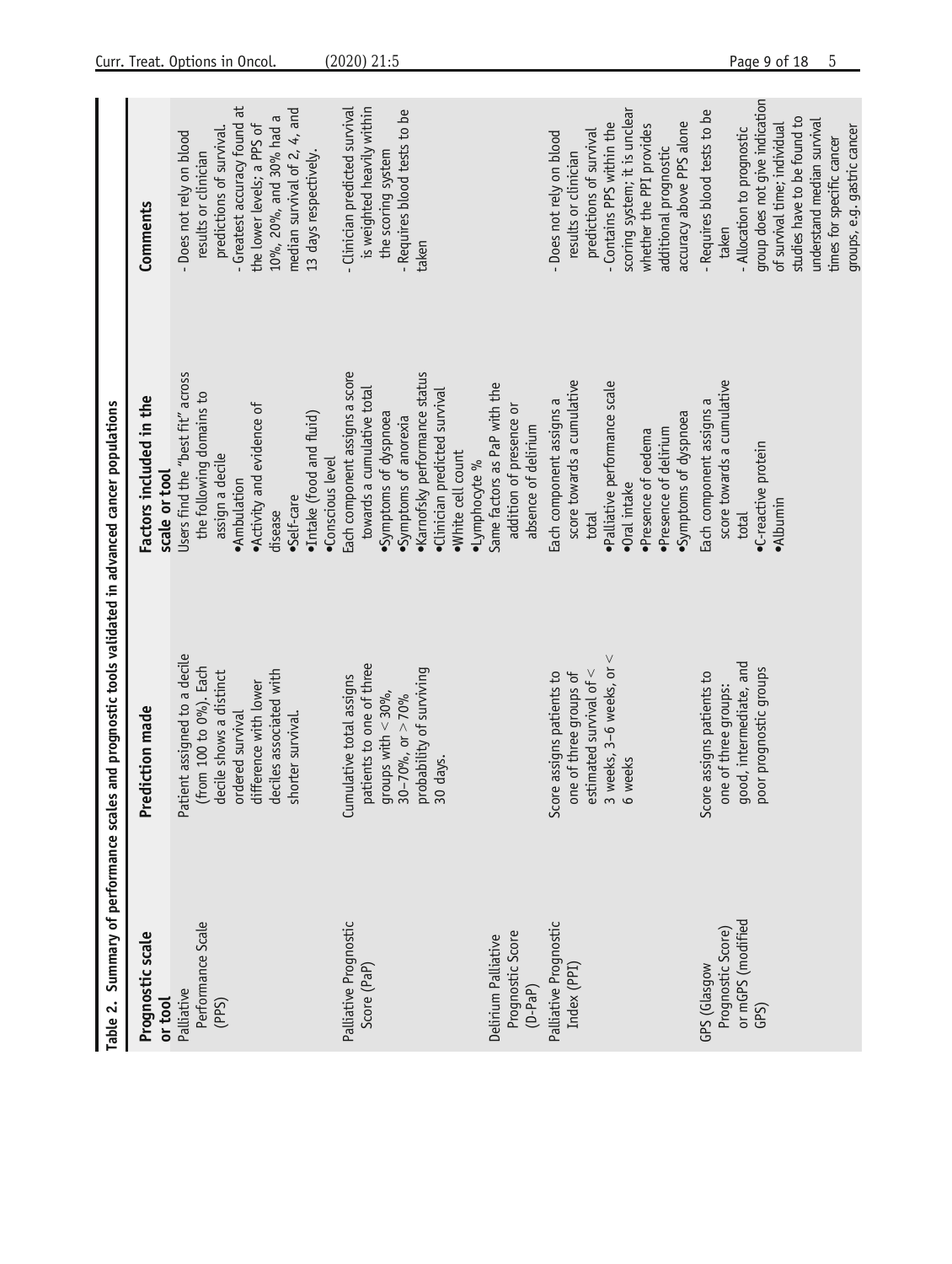Table 2. Summary of performance scales and prognostic tools validated in advanced cancer populations

| Prognostic scale or tool | Prediction made | Factors included in the scale or tool | Comments |
| --- | --- | --- | --- |
| Palliative Performance Scale (PPS) | Patient assigned to a decile (from 100 to 0%). Each decile shows a distinct ordered survival difference with lower deciles associated with shorter survival. | Users find the "best fit" across the following domains to assign a decile<br>•Ambulation<br>•Activity and evidence of disease<br>•Self-care<br>•Intake (food and fluid)<br>•Conscious level | - Does not rely on blood results or clinician predictions of survival.<br>- Greatest accuracy found at the lower levels; a PPS of 10%, 20%, and 30% had a median survival of 2, 4, and 13 days respectively. |
| Palliative Prognostic Score (PaP) | Cumulative total assigns patients to one of three groups with < 30%, 30–70%, or > 70% probability of surviving 30 days. | Each component assigns a score towards a cumulative total<br>•Symptoms of dyspnoea<br>•Symptoms of anorexia<br>•Karnofsky performance status<br>•Clinician predicted survival<br>•White cell count<br>•Lymphocyte % | - Clinician predicted survival is weighted heavily within the scoring system<br>- Requires blood tests to be taken |
| Delirium Palliative Prognostic Score (D-PaP) | | Same factors as PaP with the addition of presence or absence of delirium | |
| Palliative Prognostic Index (PPI) | Score assigns patients to one of three groups of estimated survival of < 3 weeks, 3–6 weeks, or < 6 weeks | Each component assigns a score towards a cumulative total<br>•Palliative performance scale<br>•Oral intake<br>•Presence of oedema<br>•Presence of delirium<br>•Symptoms of dyspnoea | - Does not rely on blood results or clinician predictions of survival<br>- Contains PPS within the scoring system; it is unclear whether the PPI provides additional prognostic accuracy above PPS alone |
| GPS (Glasgow Prognostic Score) or mGPS (modified GPS) | Score assigns patients to one of three groups: good, intermediate, and poor prognostic groups | Each component assigns a score towards a cumulative total<br>•C-reactive protein<br>•Albumin | - Requires blood tests to be taken<br>- Allocation to prognostic group does not give indication of survival time; individual studies have to be found to understand median survival times for specific cancer groups, e.g. gastric cancer |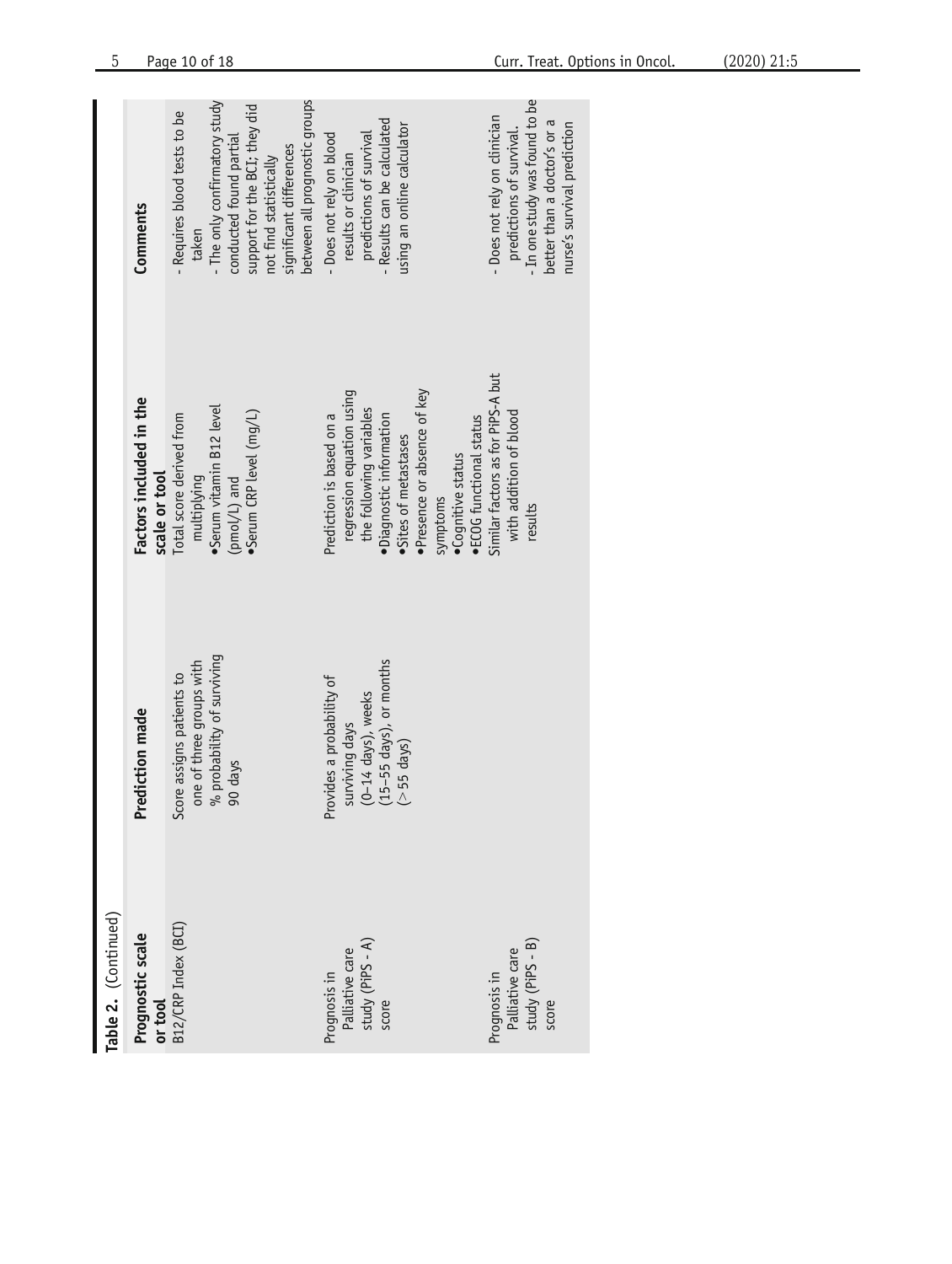**Table 2.** (Continued)

| Prognostic scale or tool | Prediction made | Factors included in the scale or tool | Comments |
|---|---|---|---|
| B12/CRP Index (BCI) | Score assigns patients to one of three groups with % probability of surviving 90 days | Total score derived from multiplying<br>•Serum vitamin B12 level (pmol/L) and<br>•Serum CRP level (mg/L) | - Requires blood tests to be taken<br>- The only confirmatory study conducted found partial support for the BCI; they did not find statistically significant differences between all prognostic groups |
| Prognosis in Palliative care study (PiPS - A) score | Provides a probability of surviving days (0–14 days), weeks (15–55 days), or months (> 55 days) | Prediction is based on a regression equation using the following variables<br>•Diagnostic information<br>•Sites of metastases<br>•Presence or absence of key symptoms<br>•Cognitive status<br>•ECOG functional status | - Does not rely on blood results or clinician predictions of survival<br>- Results can be calculated using an online calculator |
| Prognosis in Palliative care study (PiPS - B) score | | Similar factors as for PiPS-A but with addition of blood results | - Does not rely on clinician predictions of survival.<br>- In one study was found to be better than a doctor's or a nurse's survival prediction |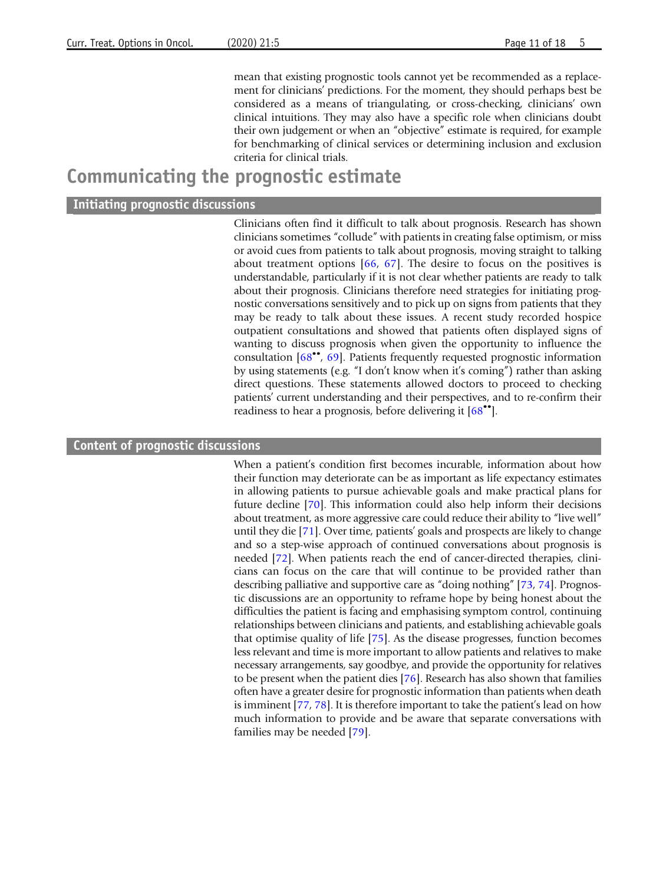mean that existing prognostic tools cannot yet be recommended as a replacement for clinicians' predictions. For the moment, they should perhaps best be considered as a means of triangulating, or cross-checking, clinicians' own clinical intuitions. They may also have a specific role when clinicians doubt their own judgement or when an "objective" estimate is required, for example for benchmarking of clinical services or determining inclusion and exclusion criteria for clinical trials.

# Communicating the prognostic estimate

## Initiating prognostic discussions

Clinicians often find it difficult to talk about prognosis. Research has shown clinicians sometimes "collude" with patients in creating false optimism, or miss or avoid cues from patients to talk about prognosis, moving straight to talking about treatment options [66, 67]. The desire to focus on the positives is understandable, particularly if it is not clear whether patients are ready to talk about their prognosis. Clinicians therefore need strategies for initiating prognostic conversations sensitively and to pick up on signs from patients that they may be ready to talk about these issues. A recent study recorded hospice outpatient consultations and showed that patients often displayed signs of wanting to discuss prognosis when given the opportunity to influence the consultation [68••, 69]. Patients frequently requested prognostic information by using statements (e.g. "I don't know when it's coming") rather than asking direct questions. These statements allowed doctors to proceed to checking patients' current understanding and their perspectives, and to re-confirm their readiness to hear a prognosis, before delivering it [68••].

## Content of prognostic discussions

When a patient's condition first becomes incurable, information about how their function may deteriorate can be as important as life expectancy estimates in allowing patients to pursue achievable goals and make practical plans for future decline [70]. This information could also help inform their decisions about treatment, as more aggressive care could reduce their ability to "live well" until they die [71]. Over time, patients' goals and prospects are likely to change and so a step-wise approach of continued conversations about prognosis is needed [72]. When patients reach the end of cancer-directed therapies, clinicians can focus on the care that will continue to be provided rather than describing palliative and supportive care as "doing nothing" [73, 74]. Prognostic discussions are an opportunity to reframe hope by being honest about the difficulties the patient is facing and emphasising symptom control, continuing relationships between clinicians and patients, and establishing achievable goals that optimise quality of life [75]. As the disease progresses, function becomes less relevant and time is more important to allow patients and relatives to make necessary arrangements, say goodbye, and provide the opportunity for relatives to be present when the patient dies [76]. Research has also shown that families often have a greater desire for prognostic information than patients when death is imminent [77, 78]. It is therefore important to take the patient's lead on how much information to provide and be aware that separate conversations with families may be needed [79].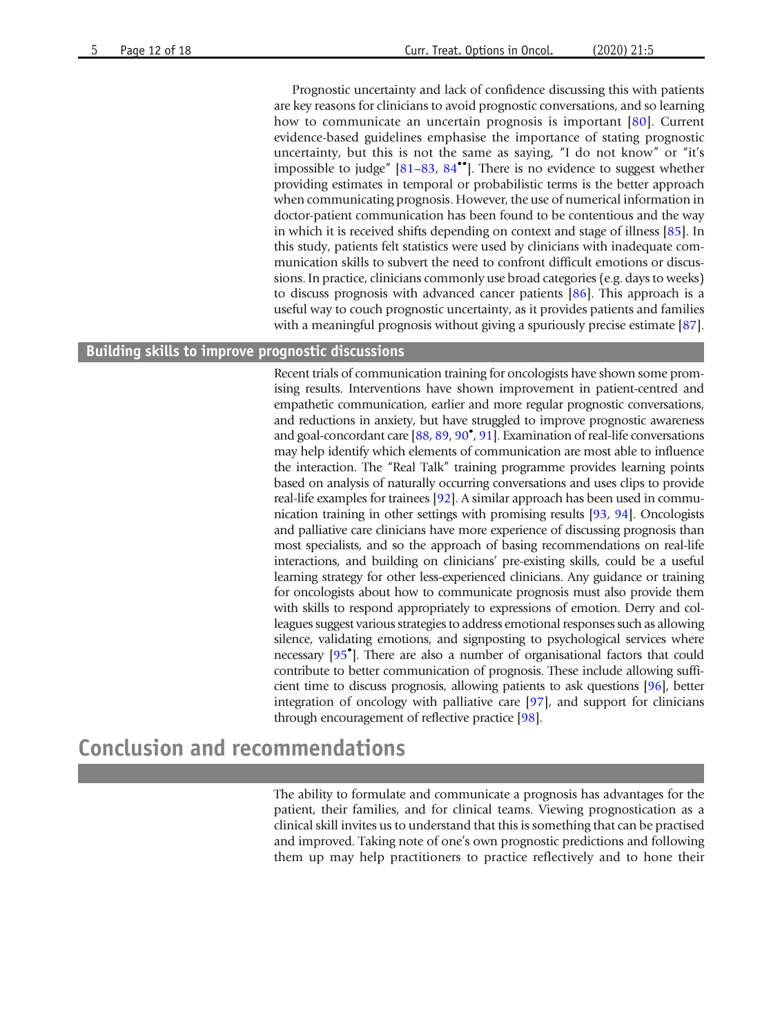Prognostic uncertainty and lack of confidence discussing this with patients are key reasons for clinicians to avoid prognostic conversations, and so learning how to communicate an uncertain prognosis is important [80]. Current evidence-based guidelines emphasise the importance of stating prognostic uncertainty, but this is not the same as saying, "I do not know" or "it's impossible to judge" [81–83, 84••]. There is no evidence to suggest whether providing estimates in temporal or probabilistic terms is the better approach when communicating prognosis. However, the use of numerical information in doctor-patient communication has been found to be contentious and the way in which it is received shifts depending on context and stage of illness [85]. In this study, patients felt statistics were used by clinicians with inadequate communication skills to subvert the need to confront difficult emotions or discussions. In practice, clinicians commonly use broad categories (e.g. days to weeks) to discuss prognosis with advanced cancer patients [86]. This approach is a useful way to couch prognostic uncertainty, as it provides patients and families with a meaningful prognosis without giving a spuriously precise estimate [87].

## Building skills to improve prognostic discussions

Recent trials of communication training for oncologists have shown some promising results. Interventions have shown improvement in patient-centred and empathetic communication, earlier and more regular prognostic conversations, and reductions in anxiety, but have struggled to improve prognostic awareness and goal-concordant care [88, 89, 90•, 91]. Examination of real-life conversations may help identify which elements of communication are most able to influence the interaction. The "Real Talk" training programme provides learning points based on analysis of naturally occurring conversations and uses clips to provide real-life examples for trainees [92]. A similar approach has been used in communication training in other settings with promising results [93, 94]. Oncologists and palliative care clinicians have more experience of discussing prognosis than most specialists, and so the approach of basing recommendations on real-life interactions, and building on clinicians' pre-existing skills, could be a useful learning strategy for other less-experienced clinicians. Any guidance or training for oncologists about how to communicate prognosis must also provide them with skills to respond appropriately to expressions of emotion. Derry and colleagues suggest various strategies to address emotional responses such as allowing silence, validating emotions, and signposting to psychological services where necessary [95•]. There are also a number of organisational factors that could contribute to better communication of prognosis. These include allowing sufficient time to discuss prognosis, allowing patients to ask questions [96], better integration of oncology with palliative care [97], and support for clinicians through encouragement of reflective practice [98].

# Conclusion and recommendations

The ability to formulate and communicate a prognosis has advantages for the patient, their families, and for clinical teams. Viewing prognostication as a clinical skill invites us to understand that this is something that can be practised and improved. Taking note of one's own prognostic predictions and following them up may help practitioners to practice reflectively and to hone their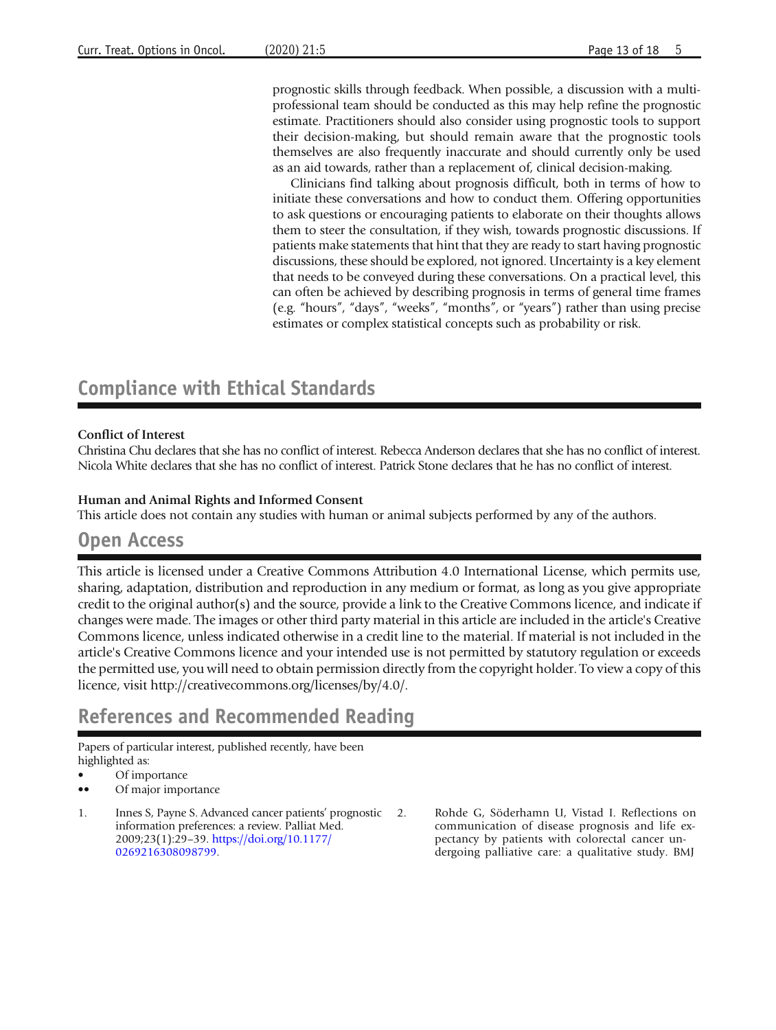prognostic skills through feedback. When possible, a discussion with a multi-professional team should be conducted as this may help refine the prognostic estimate. Practitioners should also consider using prognostic tools to support their decision-making, but should remain aware that the prognostic tools themselves are also frequently inaccurate and should currently only be used as an aid towards, rather than a replacement of, clinical decision-making.

Clinicians find talking about prognosis difficult, both in terms of how to initiate these conversations and how to conduct them. Offering opportunities to ask questions or encouraging patients to elaborate on their thoughts allows them to steer the consultation, if they wish, towards prognostic discussions. If patients make statements that hint that they are ready to start having prognostic discussions, these should be explored, not ignored. Uncertainty is a key element that needs to be conveyed during these conversations. On a practical level, this can often be achieved by describing prognosis in terms of general time frames (e.g. "hours", "days", "weeks", "months", or "years") rather than using precise estimates or complex statistical concepts such as probability or risk.

## Compliance with Ethical Standards

**Conflict of Interest**

Christina Chu declares that she has no conflict of interest. Rebecca Anderson declares that she has no conflict of interest. Nicola White declares that she has no conflict of interest. Patrick Stone declares that he has no conflict of interest.

**Human and Animal Rights and Informed Consent**

This article does not contain any studies with human or animal subjects performed by any of the authors.

## Open Access

This article is licensed under a Creative Commons Attribution 4.0 International License, which permits use, sharing, adaptation, distribution and reproduction in any medium or format, as long as you give appropriate credit to the original author(s) and the source, provide a link to the Creative Commons licence, and indicate if changes were made. The images or other third party material in this article are included in the article's Creative Commons licence, unless indicated otherwise in a credit line to the material. If material is not included in the article's Creative Commons licence and your intended use is not permitted by statutory regulation or exceeds the permitted use, you will need to obtain permission directly from the copyright holder. To view a copy of this licence, visit http://creativecommons.org/licenses/by/4.0/.

## References and Recommended Reading

Papers of particular interest, published recently, have been highlighted as:

- • Of importance
- •• Of major importance

1. Innes S, Payne S. Advanced cancer patients' prognostic information preferences: a review. Palliat Med. 2009;23(1):29–39. https://doi.org/10.1177/0269216308098799.
2. Rohde G, Söderhamn U, Vistad I. Reflections on communication of disease prognosis and life expectancy by patients with colorectal cancer undergoing palliative care: a qualitative study. BMJ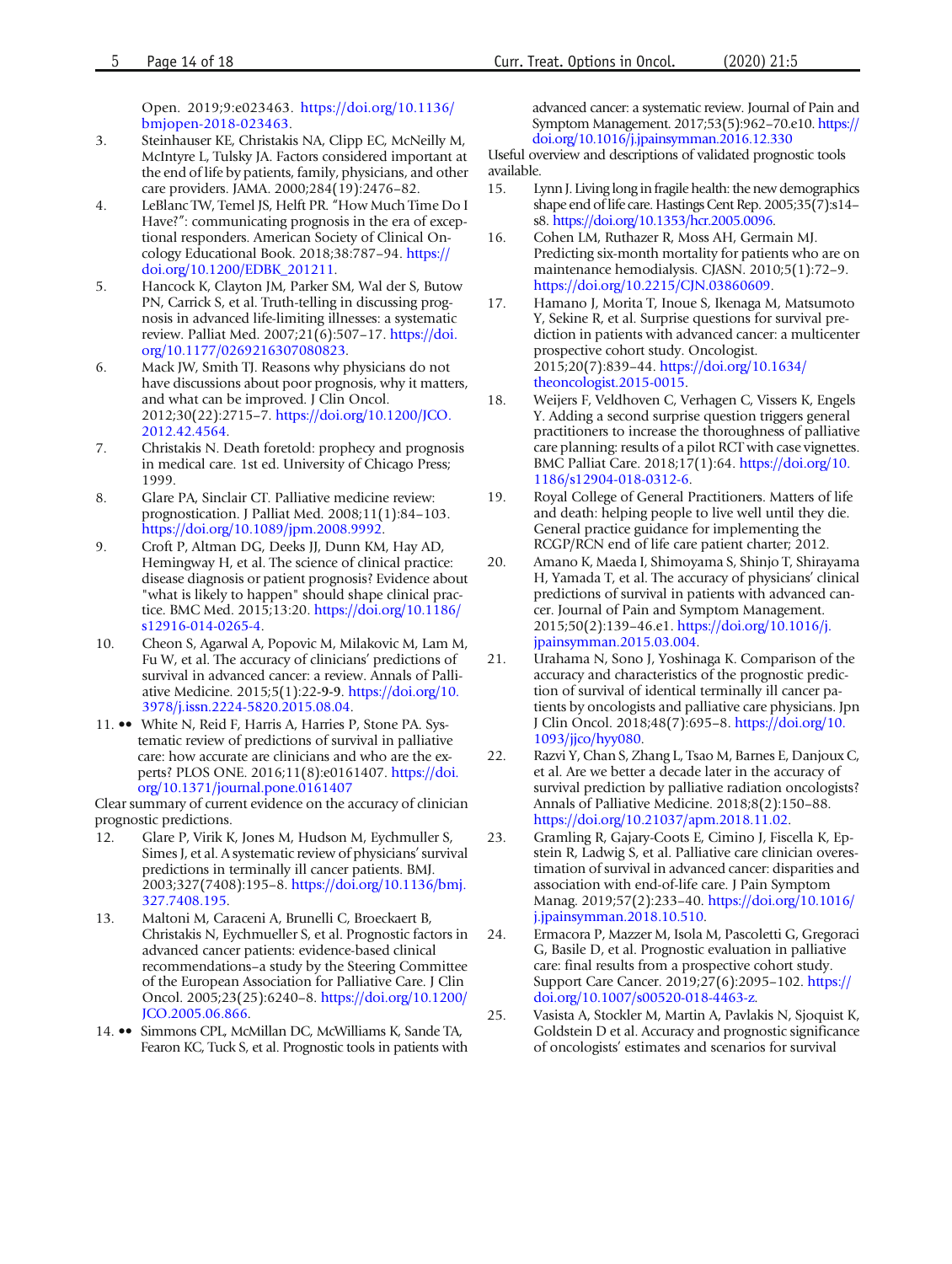Open. 2019;9:e023463. https://doi.org/10.1136/bmjopen-2018-023463.

3. Steinhauser KE, Christakis NA, Clipp EC, McNeilly M, McIntyre L, Tulsky JA. Factors considered important at the end of life by patients, family, physicians, and other care providers. JAMA. 2000;284(19):2476–82.
4. LeBlanc TW, Temel JS, Helft PR. "How Much Time Do I Have?": communicating prognosis in the era of exceptional responders. American Society of Clinical Oncology Educational Book. 2018;38:787–94. https://doi.org/10.1200/EDBK_201211.
5. Hancock K, Clayton JM, Parker SM, Wal der S, Butow PN, Carrick S, et al. Truth-telling in discussing prognosis in advanced life-limiting illnesses: a systematic review. Palliat Med. 2007;21(6):507–17. https://doi.org/10.1177/0269216307080823.
6. Mack JW, Smith TJ. Reasons why physicians do not have discussions about poor prognosis, why it matters, and what can be improved. J Clin Oncol. 2012;30(22):2715–7. https://doi.org/10.1200/JCO.2012.42.4564.
7. Christakis N. Death foretold: prophecy and prognosis in medical care. 1st ed. University of Chicago Press; 1999.
8. Glare PA, Sinclair CT. Palliative medicine review: prognostication. J Palliat Med. 2008;11(1):84–103. https://doi.org/10.1089/jpm.2008.9992.
9. Croft P, Altman DG, Deeks JJ, Dunn KM, Hay AD, Hemingway H, et al. The science of clinical practice: disease diagnosis or patient prognosis? Evidence about "what is likely to happen" should shape clinical practice. BMC Med. 2015;13:20. https://doi.org/10.1186/s12916-014-0265-4.
10. Cheon S, Agarwal A, Popovic M, Milakovic M, Lam M, Fu W, et al. The accuracy of clinicians' predictions of survival in advanced cancer: a review. Annals of Palliative Medicine. 2015;5(1):22-9-9. https://doi.org/10.3978/j.issn.2224-5820.2015.08.04.
11. •• White N, Reid F, Harris A, Harries P, Stone PA. Systematic review of predictions of survival in palliative care: how accurate are clinicians and who are the experts? PLOS ONE. 2016;11(8):e0161407. https://doi.org/10.1371/journal.pone.0161407

Clear summary of current evidence on the accuracy of clinician prognostic predictions.

12. Glare P, Virik K, Jones M, Hudson M, Eychmuller S, Simes J, et al. A systematic review of physicians' survival predictions in terminally ill cancer patients. BMJ. 2003;327(7408):195–8. https://doi.org/10.1136/bmj.327.7408.195.
13. Maltoni M, Caraceni A, Brunelli C, Broeckaert B, Christakis N, Eychmueller S, et al. Prognostic factors in advanced cancer patients: evidence-based clinical recommendations–a study by the Steering Committee of the European Association for Palliative Care. J Clin Oncol. 2005;23(25):6240–8. https://doi.org/10.1200/JCO.2005.06.866.
14. •• Simmons CPL, McMillan DC, McWilliams K, Sande TA, Fearon KC, Tuck S, et al. Prognostic tools in patients with advanced cancer: a systematic review. Journal of Pain and Symptom Management. 2017;53(5):962–70.e10. https://doi.org/10.1016/j.jpainsymman.2016.12.330

Useful overview and descriptions of validated prognostic tools available.

15. Lynn J. Living long in fragile health: the new demographics shape end of life care. Hastings Cent Rep. 2005;35(7):s14–s8. https://doi.org/10.1353/hcr.2005.0096.
16. Cohen LM, Ruthazer R, Moss AH, Germain MJ. Predicting six-month mortality for patients who are on maintenance hemodialysis. CJASN. 2010;5(1):72–9. https://doi.org/10.2215/CJN.03860609.
17. Hamano J, Morita T, Inoue S, Ikenaga M, Matsumoto Y, Sekine R, et al. Surprise questions for survival prediction in patients with advanced cancer: a multicenter prospective cohort study. Oncologist. 2015;20(7):839–44. https://doi.org/10.1634/theoncologist.2015-0015.
18. Weijers F, Veldhoven C, Verhagen C, Vissers K, Engels Y. Adding a second surprise question triggers general practitioners to increase the thoroughness of palliative care planning: results of a pilot RCT with case vignettes. BMC Palliat Care. 2018;17(1):64. https://doi.org/10.1186/s12904-018-0312-6.
19. Royal College of General Practitioners. Matters of life and death: helping people to live well until they die. General practice guidance for implementing the RCGP/RCN end of life care patient charter; 2012.
20. Amano K, Maeda I, Shimoyama S, Shinjo T, Shirayama H, Yamada T, et al. The accuracy of physicians' clinical predictions of survival in patients with advanced cancer. Journal of Pain and Symptom Management. 2015;50(2):139–46.e1. https://doi.org/10.1016/j.jpainsymman.2015.03.004.
21. Urahama N, Sono J, Yoshinaga K. Comparison of the accuracy and characteristics of the prognostic prediction of survival of identical terminally ill cancer patients by oncologists and palliative care physicians. Jpn J Clin Oncol. 2018;48(7):695–8. https://doi.org/10.1093/jjco/hyy080.
22. Razvi Y, Chan S, Zhang L, Tsao M, Barnes E, Danjoux C, et al. Are we better a decade later in the accuracy of survival prediction by palliative radiation oncologists? Annals of Palliative Medicine. 2018;8(2):150–88. https://doi.org/10.21037/apm.2018.11.02.
23. Gramling R, Gajary-Coots E, Cimino J, Fiscella K, Epstein R, Ladwig S, et al. Palliative care clinician overestimation of survival in advanced cancer: disparities and association with end-of-life care. J Pain Symptom Manag. 2019;57(2):233–40. https://doi.org/10.1016/j.jpainsymman.2018.10.510.
24. Ermacora P, Mazzer M, Isola M, Pascoletti G, Gregoraci G, Basile D, et al. Prognostic evaluation in palliative care: final results from a prospective cohort study. Support Care Cancer. 2019;27(6):2095–102. https://doi.org/10.1007/s00520-018-4463-z.
25. Vasista A, Stockler M, Martin A, Pavlakis N, Sjoquist K, Goldstein D et al. Accuracy and prognostic significance of oncologists' estimates and scenarios for survival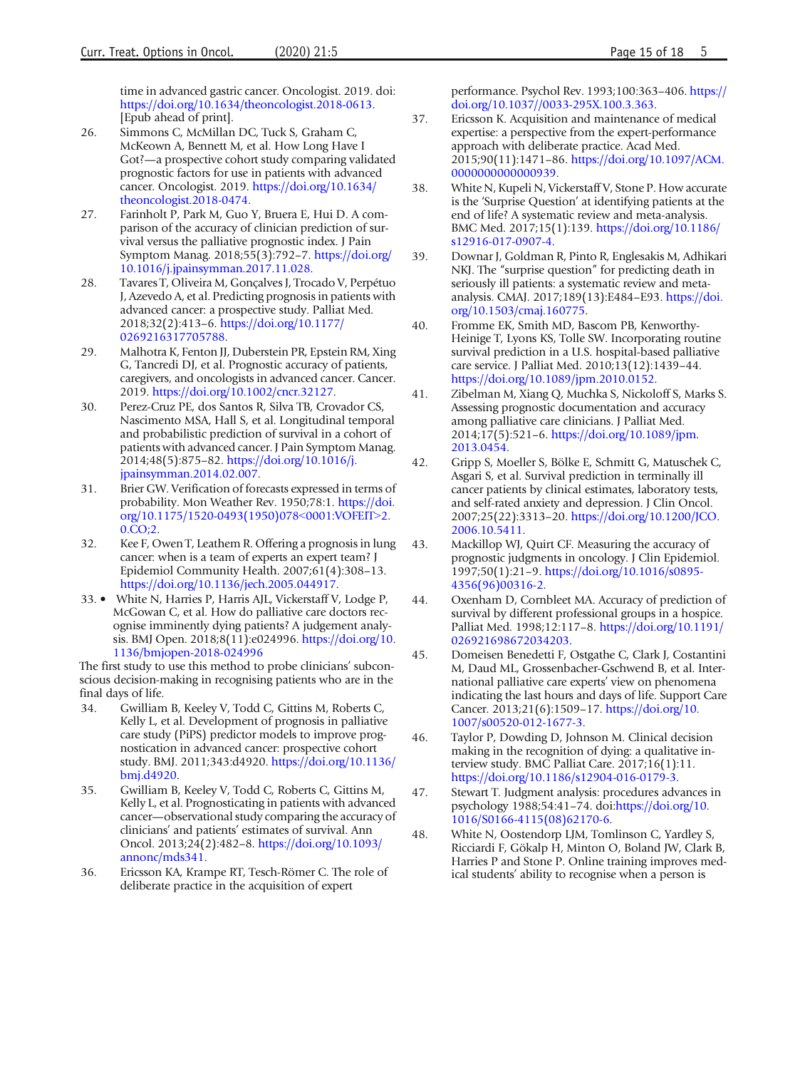time in advanced gastric cancer. Oncologist. 2019. doi: https://doi.org/10.1634/theoncologist.2018-0613. [Epub ahead of print].

26. Simmons C, McMillan DC, Tuck S, Graham C, McKeown A, Bennett M, et al. How Long Have I Got?—a prospective cohort study comparing validated prognostic factors for use in patients with advanced cancer. Oncologist. 2019. https://doi.org/10.1634/theoncologist.2018-0474.
27. Farinholt P, Park M, Guo Y, Bruera E, Hui D. A comparison of the accuracy of clinician prediction of survival versus the palliative prognostic index. J Pain Symptom Manag. 2018;55(3):792–7. https://doi.org/10.1016/j.jpainsymman.2017.11.028.
28. Tavares T, Oliveira M, Gonçalves J, Trocado V, Perpétuo J, Azevedo A, et al. Predicting prognosis in patients with advanced cancer: a prospective study. Palliat Med. 2018;32(2):413–6. https://doi.org/10.1177/0269216317705788.
29. Malhotra K, Fenton JJ, Duberstein PR, Epstein RM, Xing G, Tancredi DJ, et al. Prognostic accuracy of patients, caregivers, and oncologists in advanced cancer. Cancer. 2019. https://doi.org/10.1002/cncr.32127.
30. Perez-Cruz PE, dos Santos R, Silva TB, Crovador CS, Nascimento MSA, Hall S, et al. Longitudinal temporal and probabilistic prediction of survival in a cohort of patients with advanced cancer. J Pain Symptom Manag. 2014;48(5):875–82. https://doi.org/10.1016/j.jpainsymman.2014.02.007.
31. Brier GW. Verification of forecasts expressed in terms of probability. Mon Weather Rev. 1950;78:1. https://doi.org/10.1175/1520-0493(1950)078<0001:VOFEIT>2.0.CO;2.
32. Kee F, Owen T, Leathem R. Offering a prognosis in lung cancer: when is a team of experts an expert team? J Epidemiol Community Health. 2007;61(4):308–13. https://doi.org/10.1136/jech.2005.044917.
33. • White N, Harries P, Harris AJL, Vickerstaff V, Lodge P, McGowan C, et al. How do palliative care doctors recognise imminently dying patients? A judgement analysis. BMJ Open. 2018;8(11):e024996. https://doi.org/10.1136/bmjopen-2018-024996

The first study to use this method to probe clinicians' subconscious decision-making in recognising patients who are in the final days of life.

34. Gwilliam B, Keeley V, Todd C, Gittins M, Roberts C, Kelly L, et al. Development of prognosis in palliative care study (PiPS) predictor models to improve prognostication in advanced cancer: prospective cohort study. BMJ. 2011;343:d4920. https://doi.org/10.1136/bmj.d4920.
35. Gwilliam B, Keeley V, Todd C, Roberts C, Gittins M, Kelly L, et al. Prognosticating in patients with advanced cancer—observational study comparing the accuracy of clinicians' and patients' estimates of survival. Ann Oncol. 2013;24(2):482–8. https://doi.org/10.1093/annonc/mds341.
36. Ericsson KA, Krampe RT, Tesch-Römer C. The role of deliberate practice in the acquisition of expert performance. Psychol Rev. 1993;100:363–406. https://doi.org/10.1037//0033-295X.100.3.363.
37. Ericsson K. Acquisition and maintenance of medical expertise: a perspective from the expert-performance approach with deliberate practice. Acad Med. 2015;90(11):1471–86. https://doi.org/10.1097/ACM.0000000000000939.
38. White N, Kupeli N, Vickerstaff V, Stone P. How accurate is the 'Surprise Question' at identifying patients at the end of life? A systematic review and meta-analysis. BMC Med. 2017;15(1):139. https://doi.org/10.1186/s12916-017-0907-4.
39. Downar J, Goldman R, Pinto R, Englesakis M, Adhikari NKJ. The "surprise question" for predicting death in seriously ill patients: a systematic review and meta-analysis. CMAJ. 2017;189(13):E484–E93. https://doi.org/10.1503/cmaj.160775.
40. Fromme EK, Smith MD, Bascom PB, Kenworthy-Heinige T, Lyons KS, Tolle SW. Incorporating routine survival prediction in a U.S. hospital-based palliative care service. J Palliat Med. 2010;13(12):1439–44. https://doi.org/10.1089/jpm.2010.0152.
41. Zibelman M, Xiang Q, Muchka S, Nickoloff S, Marks S. Assessing prognostic documentation and accuracy among palliative care clinicians. J Palliat Med. 2014;17(5):521–6. https://doi.org/10.1089/jpm.2013.0454.
42. Gripp S, Moeller S, Bölke E, Schmitt G, Matuschek C, Asgari S, et al. Survival prediction in terminally ill cancer patients by clinical estimates, laboratory tests, and self-rated anxiety and depression. J Clin Oncol. 2007;25(22):3313–20. https://doi.org/10.1200/JCO.2006.10.5411.
43. Mackillop WJ, Quirt CF. Measuring the accuracy of prognostic judgments in oncology. J Clin Epidemiol. 1997;50(1):21–9. https://doi.org/10.1016/s0895-4356(96)00316-2.
44. Oxenham D, Cornbleet MA. Accuracy of prediction of survival by different professional groups in a hospice. Palliat Med. 1998;12:117–8. https://doi.org/10.1191/026921698672034203.
45. Domeisen Benedetti F, Ostgathe C, Clark J, Costantini M, Daud ML, Grossenbacher-Gschwend B, et al. International palliative care experts' view on phenomena indicating the last hours and days of life. Support Care Cancer. 2013;21(6):1509–17. https://doi.org/10.1007/s00520-012-1677-3.
46. Taylor P, Dowding D, Johnson M. Clinical decision making in the recognition of dying: a qualitative interview study. BMC Palliat Care. 2017;16(1):11. https://doi.org/10.1186/s12904-016-0179-3.
47. Stewart T. Judgment analysis: procedures advances in psychology 1988;54:41–74. doi:https://doi.org/10.1016/S0166-4115(08)62170-6.
48. White N, Oostendorp LJM, Tomlinson C, Yardley S, Ricciardi F, Gökalp H, Minton O, Boland JW, Clark B, Harries P and Stone P. Online training improves medical students' ability to recognise when a person is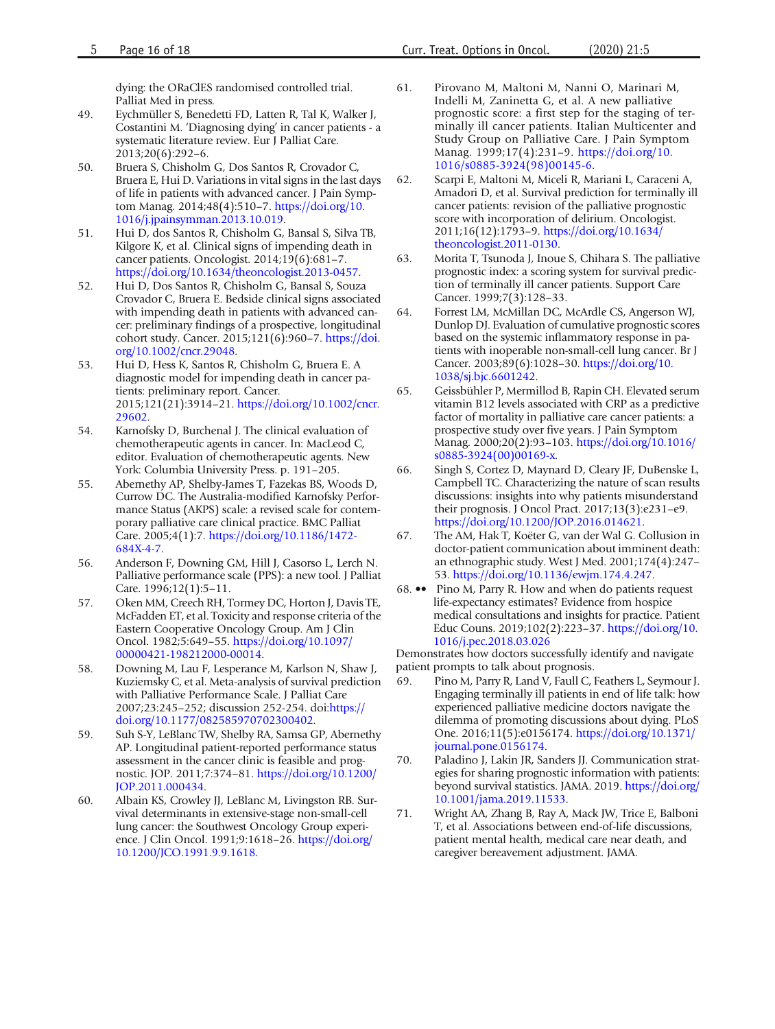dying: the ORaClES randomised controlled trial. Palliat Med in press.

49. Eychmüller S, Benedetti FD, Latten R, Tal K, Walker J, Costantini M. 'Diagnosing dying' in cancer patients - a systematic literature review. Eur J Palliat Care. 2013;20(6):292–6.
50. Bruera S, Chisholm G, Dos Santos R, Crovador C, Bruera E, Hui D. Variations in vital signs in the last days of life in patients with advanced cancer. J Pain Symptom Manag. 2014;48(4):510–7. https://doi.org/10.1016/j.jpainsymman.2013.10.019.
51. Hui D, dos Santos R, Chisholm G, Bansal S, Silva TB, Kilgore K, et al. Clinical signs of impending death in cancer patients. Oncologist. 2014;19(6):681–7. https://doi.org/10.1634/theoncologist.2013-0457.
52. Hui D, Dos Santos R, Chisholm G, Bansal S, Souza Crovador C, Bruera E. Bedside clinical signs associated with impending death in patients with advanced cancer: preliminary findings of a prospective, longitudinal cohort study. Cancer. 2015;121(6):960–7. https://doi.org/10.1002/cncr.29048.
53. Hui D, Hess K, Santos R, Chisholm G, Bruera E. A diagnostic model for impending death in cancer patients: preliminary report. Cancer. 2015;121(21):3914–21. https://doi.org/10.1002/cncr.29602.
54. Karnofsky D, Burchenal J. The clinical evaluation of chemotherapeutic agents in cancer. In: MacLeod C, editor. Evaluation of chemotherapeutic agents. New York: Columbia University Press. p. 191–205.
55. Abernethy AP, Shelby-James T, Fazekas BS, Woods D, Currow DC. The Australia-modified Karnofsky Performance Status (AKPS) scale: a revised scale for contemporary palliative care clinical practice. BMC Palliat Care. 2005;4(1):7. https://doi.org/10.1186/1472-684X-4-7.
56. Anderson F, Downing GM, Hill J, Casorso L, Lerch N. Palliative performance scale (PPS): a new tool. J Palliat Care. 1996;12(1):5–11.
57. Oken MM, Creech RH, Tormey DC, Horton J, Davis TE, McFadden ET, et al. Toxicity and response criteria of the Eastern Cooperative Oncology Group. Am J Clin Oncol. 1982;5:649–55. https://doi.org/10.1097/00000421-198212000-00014.
58. Downing M, Lau F, Lesperance M, Karlson N, Shaw J, Kuziemsky C, et al. Meta-analysis of survival prediction with Palliative Performance Scale. J Palliat Care 2007;23:245–252; discussion 252-254. doi:https://doi.org/10.1177/082585970702300402.
59. Suh S-Y, LeBlanc TW, Shelby RA, Samsa GP, Abernethy AP. Longitudinal patient-reported performance status assessment in the cancer clinic is feasible and prognostic. JOP. 2011;7:374–81. https://doi.org/10.1200/JOP.2011.000434.
60. Albain KS, Crowley JJ, LeBlanc M, Livingston RB. Survival determinants in extensive-stage non-small-cell lung cancer: the Southwest Oncology Group experience. J Clin Oncol. 1991;9:1618–26. https://doi.org/10.1200/JCO.1991.9.9.1618.
61. Pirovano M, Maltoni M, Nanni O, Marinari M, Indelli M, Zaninetta G, et al. A new palliative prognostic score: a first step for the staging of terminally ill cancer patients. Italian Multicenter and Study Group on Palliative Care. J Pain Symptom Manag. 1999;17(4):231–9. https://doi.org/10.1016/s0885-3924(98)00145-6.
62. Scarpi E, Maltoni M, Miceli R, Mariani L, Caraceni A, Amadori D, et al. Survival prediction for terminally ill cancer patients: revision of the palliative prognostic score with incorporation of delirium. Oncologist. 2011;16(12):1793–9. https://doi.org/10.1634/theoncologist.2011-0130.
63. Morita T, Tsunoda J, Inoue S, Chihara S. The palliative prognostic index: a scoring system for survival prediction of terminally ill cancer patients. Support Care Cancer. 1999;7(3):128–33.
64. Forrest LM, McMillan DC, McArdle CS, Angerson WJ, Dunlop DJ. Evaluation of cumulative prognostic scores based on the systemic inflammatory response in patients with inoperable non-small-cell lung cancer. Br J Cancer. 2003;89(6):1028–30. https://doi.org/10.1038/sj.bjc.6601242.
65. Geissbühler P, Mermillod B, Rapin CH. Elevated serum vitamin B12 levels associated with CRP as a predictive factor of mortality in palliative care cancer patients: a prospective study over five years. J Pain Symptom Manag. 2000;20(2):93–103. https://doi.org/10.1016/s0885-3924(00)00169-x.
66. Singh S, Cortez D, Maynard D, Cleary JF, DuBenske L, Campbell TC. Characterizing the nature of scan results discussions: insights into why patients misunderstand their prognosis. J Oncol Pract. 2017;13(3):e231–e9. https://doi.org/10.1200/JOP.2016.014621.
67. The AM, Hak T, Koëter G, van der Wal G. Collusion in doctor-patient communication about imminent death: an ethnographic study. West J Med. 2001;174(4):247–53. https://doi.org/10.1136/ewjm.174.4.247.
68. •• Pino M, Parry R. How and when do patients request life-expectancy estimates? Evidence from hospice medical consultations and insights for practice. Patient Educ Couns. 2019;102(2):223–37. https://doi.org/10.1016/j.pec.2018.03.026

Demonstrates how doctors successfully identify and navigate patient prompts to talk about prognosis.

69. Pino M, Parry R, Land V, Faull C, Feathers L, Seymour J. Engaging terminally ill patients in end of life talk: how experienced palliative medicine doctors navigate the dilemma of promoting discussions about dying. PLoS One. 2016;11(5):e0156174. https://doi.org/10.1371/journal.pone.0156174.
70. Paladino J, Lakin JR, Sanders JJ. Communication strategies for sharing prognostic information with patients: beyond survival statistics. JAMA. 2019. https://doi.org/10.1001/jama.2019.11533.
71. Wright AA, Zhang B, Ray A, Mack JW, Trice E, Balboni T, et al. Associations between end-of-life discussions, patient mental health, medical care near death, and caregiver bereavement adjustment. JAMA.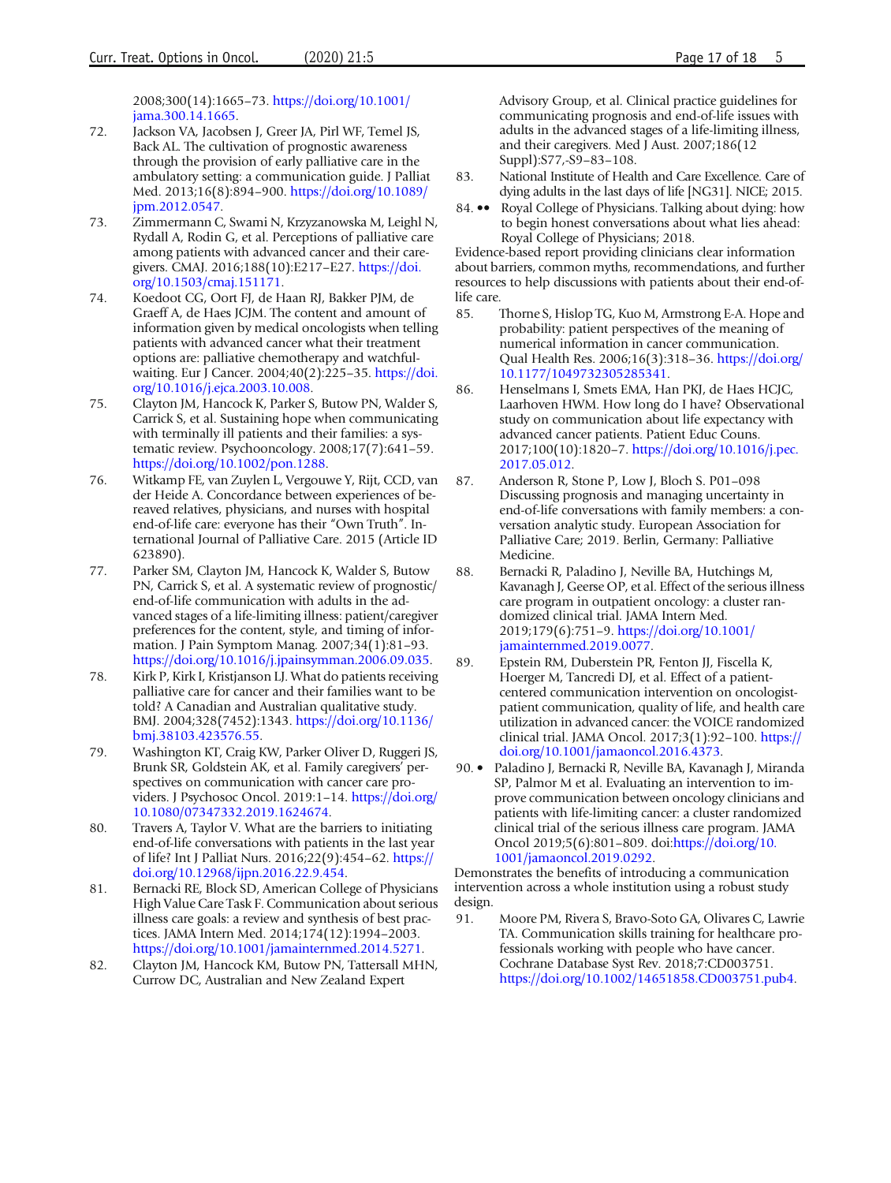2008;300(14):1665–73. https://doi.org/10.1001/jama.300.14.1665.

72. Jackson VA, Jacobsen J, Greer JA, Pirl WF, Temel JS, Back AL. The cultivation of prognostic awareness through the provision of early palliative care in the ambulatory setting: a communication guide. J Palliat Med. 2013;16(8):894–900. https://doi.org/10.1089/jpm.2012.0547.
73. Zimmermann C, Swami N, Krzyzanowska M, Leighl N, Rydall A, Rodin G, et al. Perceptions of palliative care among patients with advanced cancer and their caregivers. CMAJ. 2016;188(10):E217–E27. https://doi.org/10.1503/cmaj.151171.
74. Koedoot CG, Oort FJ, de Haan RJ, Bakker PJM, de Graeff A, de Haes JCJM. The content and amount of information given by medical oncologists when telling patients with advanced cancer what their treatment options are: palliative chemotherapy and watchful-waiting. Eur J Cancer. 2004;40(2):225–35. https://doi.org/10.1016/j.ejca.2003.10.008.
75. Clayton JM, Hancock K, Parker S, Butow PN, Walder S, Carrick S, et al. Sustaining hope when communicating with terminally ill patients and their families: a systematic review. Psychooncology. 2008;17(7):641–59. https://doi.org/10.1002/pon.1288.
76. Witkamp FE, van Zuylen L, Vergouwe Y, Rijt, CCD, van der Heide A. Concordance between experiences of bereaved relatives, physicians, and nurses with hospital end-of-life care: everyone has their "Own Truth". International Journal of Palliative Care. 2015 (Article ID 623890).
77. Parker SM, Clayton JM, Hancock K, Walder S, Butow PN, Carrick S, et al. A systematic review of prognostic/end-of-life communication with adults in the advanced stages of a life-limiting illness: patient/caregiver preferences for the content, style, and timing of information. J Pain Symptom Manag. 2007;34(1):81–93. https://doi.org/10.1016/j.jpainsymman.2006.09.035.
78. Kirk P, Kirk I, Kristjanson LJ. What do patients receiving palliative care for cancer and their families want to be told? A Canadian and Australian qualitative study. BMJ. 2004;328(7452):1343. https://doi.org/10.1136/bmj.38103.423576.55.
79. Washington KT, Craig KW, Parker Oliver D, Ruggeri JS, Brunk SR, Goldstein AK, et al. Family caregivers' perspectives on communication with cancer care providers. J Psychosoc Oncol. 2019:1–14. https://doi.org/10.1080/07347332.2019.1624674.
80. Travers A, Taylor V. What are the barriers to initiating end-of-life conversations with patients in the last year of life? Int J Palliat Nurs. 2016;22(9):454–62. https://doi.org/10.12968/ijpn.2016.22.9.454.
81. Bernacki RE, Block SD, American College of Physicians High Value Care Task F. Communication about serious illness care goals: a review and synthesis of best practices. JAMA Intern Med. 2014;174(12):1994–2003. https://doi.org/10.1001/jamainternmed.2014.5271.
82. Clayton JM, Hancock KM, Butow PN, Tattersall MHN, Currow DC, Australian and New Zealand Expert Advisory Group, et al. Clinical practice guidelines for communicating prognosis and end-of-life issues with adults in the advanced stages of a life-limiting illness, and their caregivers. Med J Aust. 2007;186(12 Suppl):S77,-S9–83–108.
83. National Institute of Health and Care Excellence. Care of dying adults in the last days of life [NG31]. NICE; 2015.
84. •• Royal College of Physicians. Talking about dying: how to begin honest conversations about what lies ahead: Royal College of Physicians; 2018.

Evidence-based report providing clinicians clear information about barriers, common myths, recommendations, and further resources to help discussions with patients about their end-of-life care.

85. Thorne S, Hislop TG, Kuo M, Armstrong E-A. Hope and probability: patient perspectives of the meaning of numerical information in cancer communication. Qual Health Res. 2006;16(3):318–36. https://doi.org/10.1177/1049732305285341.
86. Henselmans I, Smets EMA, Han PKJ, de Haes HCJC, Laarhoven HWM. How long do I have? Observational study on communication about life expectancy with advanced cancer patients. Patient Educ Couns. 2017;100(10):1820–7. https://doi.org/10.1016/j.pec.2017.05.012.
87. Anderson R, Stone P, Low J, Bloch S. P01–098 Discussing prognosis and managing uncertainty in end-of-life conversations with family members: a conversation analytic study. European Association for Palliative Care; 2019. Berlin, Germany: Palliative Medicine.
88. Bernacki R, Paladino J, Neville BA, Hutchings M, Kavanagh J, Geerse OP, et al. Effect of the serious illness care program in outpatient oncology: a cluster randomized clinical trial. JAMA Intern Med. 2019;179(6):751–9. https://doi.org/10.1001/jamainternmed.2019.0077.
89. Epstein RM, Duberstein PR, Fenton JJ, Fiscella K, Hoerger M, Tancredi DJ, et al. Effect of a patient-centered communication intervention on oncologist-patient communication, quality of life, and health care utilization in advanced cancer: the VOICE randomized clinical trial. JAMA Oncol. 2017;3(1):92–100. https://doi.org/10.1001/jamaoncol.2016.4373.
90. • Paladino J, Bernacki R, Neville BA, Kavanagh J, Miranda SP, Palmor M et al. Evaluating an intervention to improve communication between oncology clinicians and patients with life-limiting cancer: a cluster randomized clinical trial of the serious illness care program. JAMA Oncol 2019;5(6):801–809. doi:https://doi.org/10.1001/jamaoncol.2019.0292.

Demonstrates the benefits of introducing a communication intervention across a whole institution using a robust study design.

91. Moore PM, Rivera S, Bravo-Soto GA, Olivares C, Lawrie TA. Communication skills training for healthcare professionals working with people who have cancer. Cochrane Database Syst Rev. 2018;7:CD003751. https://doi.org/10.1002/14651858.CD003751.pub4.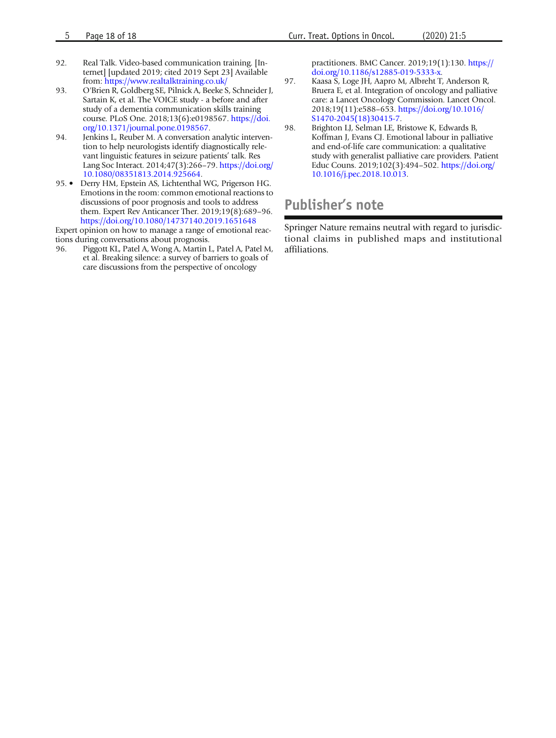92. Real Talk. Video-based communication training. [Internet] [updated 2019; cited 2019 Sept 23] Available from: https://www.realtalktraining.co.uk/

93. O'Brien R, Goldberg SE, Pilnick A, Beeke S, Schneider J, Sartain K, et al. The VOICE study - a before and after study of a dementia communication skills training course. PLoS One. 2018;13(6):e0198567. https://doi.org/10.1371/journal.pone.0198567.

94. Jenkins L, Reuber M. A conversation analytic intervention to help neurologists identify diagnostically relevant linguistic features in seizure patients' talk. Res Lang Soc Interact. 2014;47(3):266–79. https://doi.org/10.1080/08351813.2014.925664.

95. • Derry HM, Epstein AS, Lichtenthal WG, Prigerson HG. Emotions in the room: common emotional reactions to discussions of poor prognosis and tools to address them. Expert Rev Anticancer Ther. 2019;19(8):689–96. https://doi.org/10.1080/14737140.2019.1651648

Expert opinion on how to manage a range of emotional reactions during conversations about prognosis.

96. Piggott KL, Patel A, Wong A, Martin L, Patel A, Patel M, et al. Breaking silence: a survey of barriers to goals of care discussions from the perspective of oncology practitioners. BMC Cancer. 2019;19(1):130. https://doi.org/10.1186/s12885-019-5333-x.

97. Kaasa S, Loge JH, Aapro M, Albreht T, Anderson R, Bruera E, et al. Integration of oncology and palliative care: a Lancet Oncology Commission. Lancet Oncol. 2018;19(11):e588–653. https://doi.org/10.1016/S1470-2045(18)30415-7.

98. Brighton LJ, Selman LE, Bristowe K, Edwards B, Koffman J, Evans CJ. Emotional labour in palliative and end-of-life care communication: a qualitative study with generalist palliative care providers. Patient Educ Couns. 2019;102(3):494–502. https://doi.org/10.1016/j.pec.2018.10.013.

## Publisher's note

Springer Nature remains neutral with regard to jurisdictional claims in published maps and institutional affiliations.